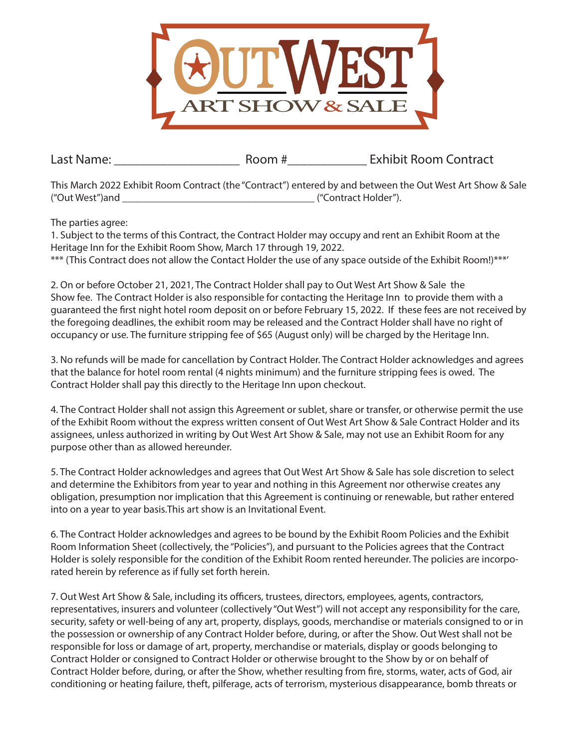# OUT WEST ART SHOW & SALE

Last Name: ___________________ Room #____________ Exhibit Room Contract

This March 2022 Exhibit Room Contract (the "Contract") entered by and between the Out West Art Show & Sale ("Out West")and ____________________________________ ("Contract Holder").

The parties agree:

1. Subject to the terms of this Contract, the Contract Holder may occupy and rent an Exhibit Room at the Heritage Inn for the Exhibit Room Show, March 17 through 19, 2022.

*** (This Contract does not allow the Contact Holder the use of any space outside of the Exhibit Room!)***'

2. On or before October 21, 2021, The Contract Holder shall pay to Out West Art Show & Sale the Show fee. The Contract Holder is also responsible for contacting the Heritage Inn to provide them with a guaranteed the first night hotel room deposit on or before February 15, 2022. If these fees are not received by the foregoing deadlines, the exhibit room may be released and the Contract Holder shall have no right of occupancy or use. The furniture stripping fee of $65 (August only) will be charged by the Heritage Inn.

3. No refunds will be made for cancellation by Contract Holder. The Contract Holder acknowledges and agrees that the balance for hotel room rental (4 nights minimum) and the furniture stripping fees is owed. The Contract Holder shall pay this directly to the Heritage Inn upon checkout.

4. The Contract Holder shall not assign this Agreement or sublet, share or transfer, or otherwise permit the use of the Exhibit Room without the express written consent of Out West Art Show & Sale Contract Holder and its assignees, unless authorized in writing by Out West Art Show & Sale, may not use an Exhibit Room for any purpose other than as allowed hereunder.

5. The Contract Holder acknowledges and agrees that Out West Art Show & Sale has sole discretion to select and determine the Exhibitors from year to year and nothing in this Agreement nor otherwise creates any obligation, presumption nor implication that this Agreement is continuing or renewable, but rather entered into on a year to year basis.This art show is an Invitational Event.

6. The Contract Holder acknowledges and agrees to be bound by the Exhibit Room Policies and the Exhibit Room Information Sheet (collectively, the "Policies"), and pursuant to the Policies agrees that the Contract Holder is solely responsible for the condition of the Exhibit Room rented hereunder. The policies are incorporated herein by reference as if fully set forth herein.

7. Out West Art Show & Sale, including its officers, trustees, directors, employees, agents, contractors, representatives, insurers and volunteer (collectively "Out West") will not accept any responsibility for the care, security, safety or well-being of any art, property, displays, goods, merchandise or materials consigned to or in the possession or ownership of any Contract Holder before, during, or after the Show. Out West shall not be responsible for loss or damage of art, property, merchandise or materials, display or goods belonging to Contract Holder or consigned to Contract Holder or otherwise brought to the Show by or on behalf of Contract Holder before, during, or after the Show, whether resulting from fire, storms, water, acts of God, air conditioning or heating failure, theft, pilferage, acts of terrorism, mysterious disappearance, bomb threats or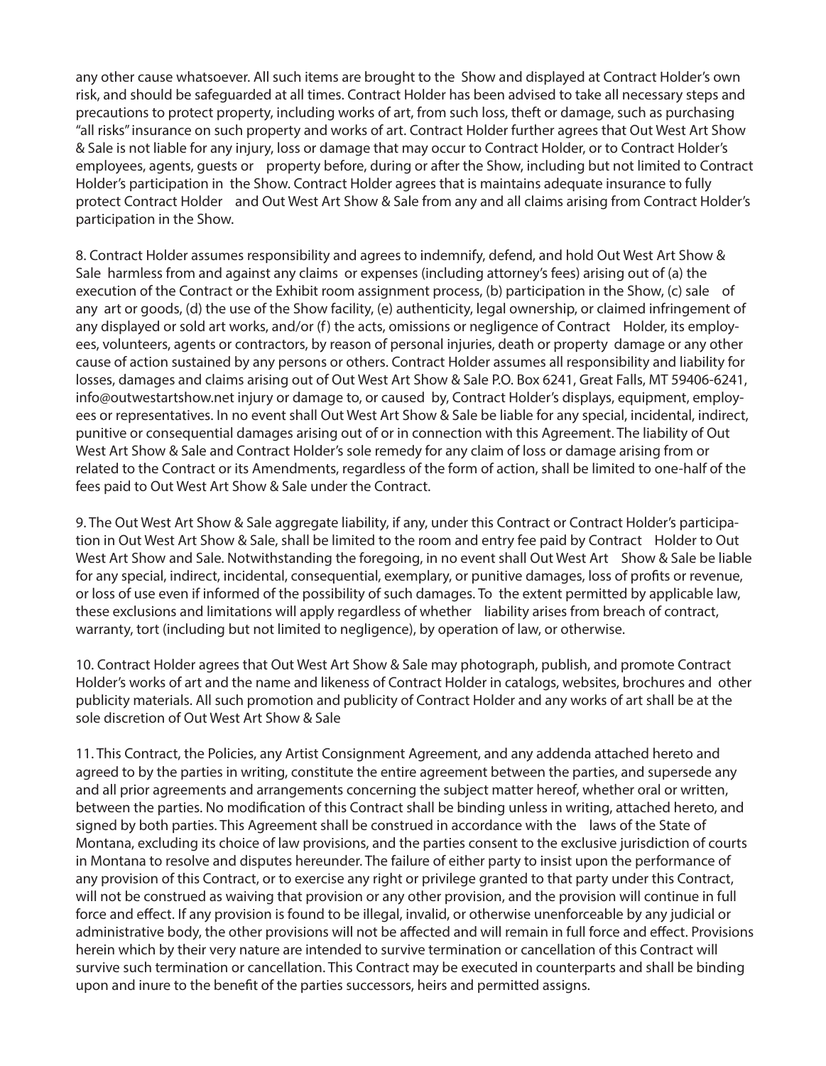any other cause whatsoever. All such items are brought to the Show and displayed at Contract Holder's own risk, and should be safeguarded at all times. Contract Holder has been advised to take all necessary steps and precautions to protect property, including works of art, from such loss, theft or damage, such as purchasing "all risks" insurance on such property and works of art. Contract Holder further agrees that Out West Art Show & Sale is not liable for any injury, loss or damage that may occur to Contract Holder, or to Contract Holder's employees, agents, guests or property before, during or after the Show, including but not limited to Contract Holder's participation in the Show. Contract Holder agrees that is maintains adequate insurance to fully protect Contract Holder and Out West Art Show & Sale from any and all claims arising from Contract Holder's participation in the Show.

8. Contract Holder assumes responsibility and agrees to indemnify, defend, and hold Out West Art Show & Sale harmless from and against any claims or expenses (including attorney's fees) arising out of (a) the execution of the Contract or the Exhibit room assignment process, (b) participation in the Show, (c) sale of any art or goods, (d) the use of the Show facility, (e) authenticity, legal ownership, or claimed infringement of any displayed or sold art works, and/or (f) the acts, omissions or negligence of Contract Holder, its employees, volunteers, agents or contractors, by reason of personal injuries, death or property damage or any other cause of action sustained by any persons or others. Contract Holder assumes all responsibility and liability for losses, damages and claims arising out of Out West Art Show & Sale P.O. Box 6241, Great Falls, MT 59406-6241, info@outwestartshow.net injury or damage to, or caused by, Contract Holder's displays, equipment, employees or representatives. In no event shall Out West Art Show & Sale be liable for any special, incidental, indirect, punitive or consequential damages arising out of or in connection with this Agreement. The liability of Out West Art Show & Sale and Contract Holder's sole remedy for any claim of loss or damage arising from or related to the Contract or its Amendments, regardless of the form of action, shall be limited to one-half of the fees paid to Out West Art Show & Sale under the Contract.

9. The Out West Art Show & Sale aggregate liability, if any, under this Contract or Contract Holder's participation in Out West Art Show & Sale, shall be limited to the room and entry fee paid by Contract Holder to Out West Art Show and Sale. Notwithstanding the foregoing, in no event shall Out West Art Show & Sale be liable for any special, indirect, incidental, consequential, exemplary, or punitive damages, loss of profits or revenue, or loss of use even if informed of the possibility of such damages. To the extent permitted by applicable law, these exclusions and limitations will apply regardless of whether liability arises from breach of contract, warranty, tort (including but not limited to negligence), by operation of law, or otherwise.

10. Contract Holder agrees that Out West Art Show & Sale may photograph, publish, and promote Contract Holder's works of art and the name and likeness of Contract Holder in catalogs, websites, brochures and other publicity materials. All such promotion and publicity of Contract Holder and any works of art shall be at the sole discretion of Out West Art Show & Sale

11. This Contract, the Policies, any Artist Consignment Agreement, and any addenda attached hereto and agreed to by the parties in writing, constitute the entire agreement between the parties, and supersede any and all prior agreements and arrangements concerning the subject matter hereof, whether oral or written, between the parties. No modification of this Contract shall be binding unless in writing, attached hereto, and signed by both parties. This Agreement shall be construed in accordance with the laws of the State of Montana, excluding its choice of law provisions, and the parties consent to the exclusive jurisdiction of courts in Montana to resolve and disputes hereunder. The failure of either party to insist upon the performance of any provision of this Contract, or to exercise any right or privilege granted to that party under this Contract, will not be construed as waiving that provision or any other provision, and the provision will continue in full force and effect. If any provision is found to be illegal, invalid, or otherwise unenforceable by any judicial or administrative body, the other provisions will not be affected and will remain in full force and effect. Provisions herein which by their very nature are intended to survive termination or cancellation of this Contract will survive such termination or cancellation. This Contract may be executed in counterparts and shall be binding upon and inure to the benefit of the parties successors, heirs and permitted assigns.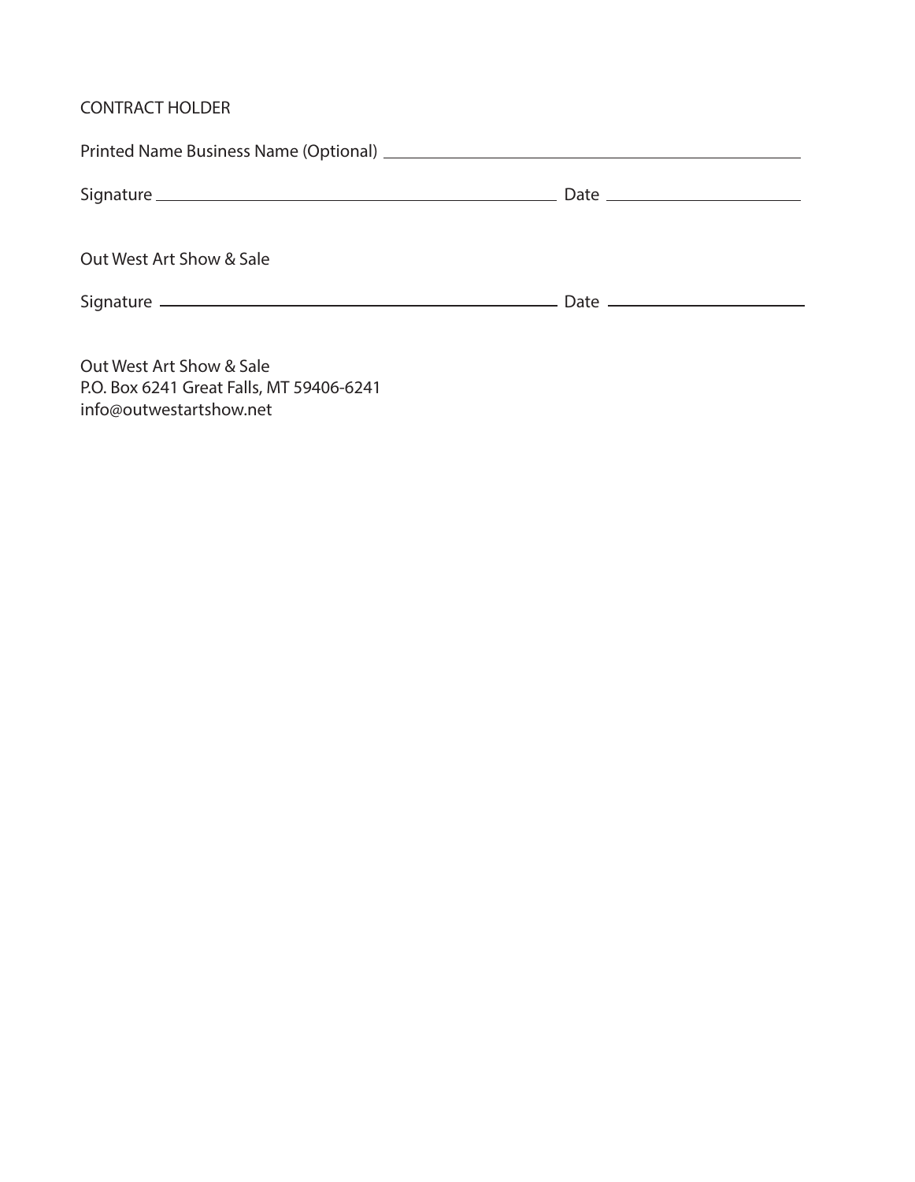CONTRACT HOLDER

Printed Name Business Name (Optional) ______________________________

Signature ______________________________ Date ______________________

Out West Art Show & Sale

Signature ______________________________ Date ______________________

Out West Art Show & Sale
P.O. Box 6241 Great Falls, MT 59406-6241
info@outwestartshow.net